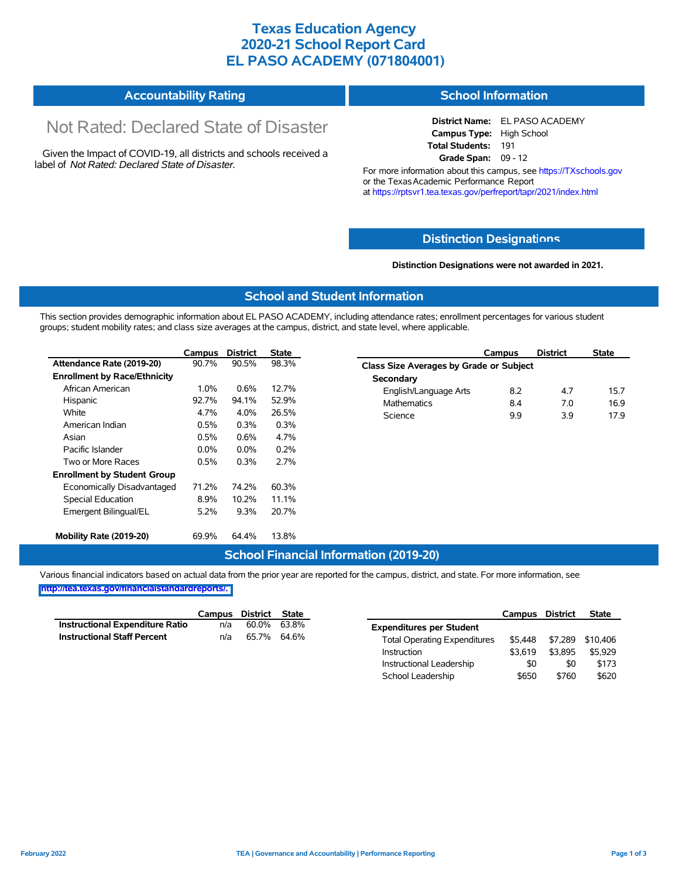# Texas Education Agency
# 2020-21 School Report Card
# EL PASO ACADEMY (071804001)

## Accountability Rating

Not Rated: Declared State of Disaster

Given the Impact of COVID-19, all districts and schools received a label of *Not Rated: Declared State of Disaster*.

## School Information

**District Name:** EL PASO ACADEMY
**Campus Type:** High School
**Total Students:** 191
**Grade Span:** 09 - 12

For more information about this campus, see https://TXschools.gov or the Texas Academic Performance Report at https://rptsvr1.tea.texas.gov/perfreport/tapr/2021/index.html

## Distinction Designations

**Distinction Designations were not awarded in 2021.**

## School and Student Information

This section provides demographic information about EL PASO ACADEMY, including attendance rates; enrollment percentages for various student groups; student mobility rates; and class size averages at the campus, district, and state level, where applicable.

| | Campus | District | State |
|---|---|---|---|
| **Attendance Rate (2019-20)** | 90.7% | 90.5% | 98.3% |
| **Enrollment by Race/Ethnicity** | | | |
| African American | 1.0% | 0.6% | 12.7% |
| Hispanic | 92.7% | 94.1% | 52.9% |
| White | 4.7% | 4.0% | 26.5% |
| American Indian | 0.5% | 0.3% | 0.3% |
| Asian | 0.5% | 0.6% | 4.7% |
| Pacific Islander | 0.0% | 0.0% | 0.2% |
| Two or More Races | 0.5% | 0.3% | 2.7% |
| **Enrollment by Student Group** | | | |
| Economically Disadvantaged | 71.2% | 74.2% | 60.3% |
| Special Education | 8.9% | 10.2% | 11.1% |
| Emergent Bilingual/EL | 5.2% | 9.3% | 20.7% |
| **Mobility Rate (2019-20)** | 69.9% | 64.4% | 13.8% |

| | Campus | District | State |
|---|---|---|---|
| **Class Size Averages by Grade or Subject** | | | |
| **Secondary** | | | |
| English/Language Arts | 8.2 | 4.7 | 15.7 |
| Mathematics | 8.4 | 7.0 | 16.9 |
| Science | 9.9 | 3.9 | 17.9 |

## School Financial Information (2019-20)

Various financial indicators based on actual data from the prior year are reported for the campus, district, and state. For more information, see http://tea.texas.gov/financialstandardreports/.

| | Campus | District | State |
|---|---|---|---|
| **Instructional Expenditure Ratio** | n/a | 60.0% | 63.8% |
| **Instructional Staff Percent** | n/a | 65.7% | 64.6% |

| | Campus | District | State |
|---|---|---|---|
| **Expenditures per Student** | | | |
| Total Operating Expenditures | $5,448 | $7,289 | $10,406 |
| Instruction | $3,619 | $3,895 | $5,929 |
| Instructional Leadership | $0 | $0 | $173 |
| School Leadership | $650 | $760 | $620 |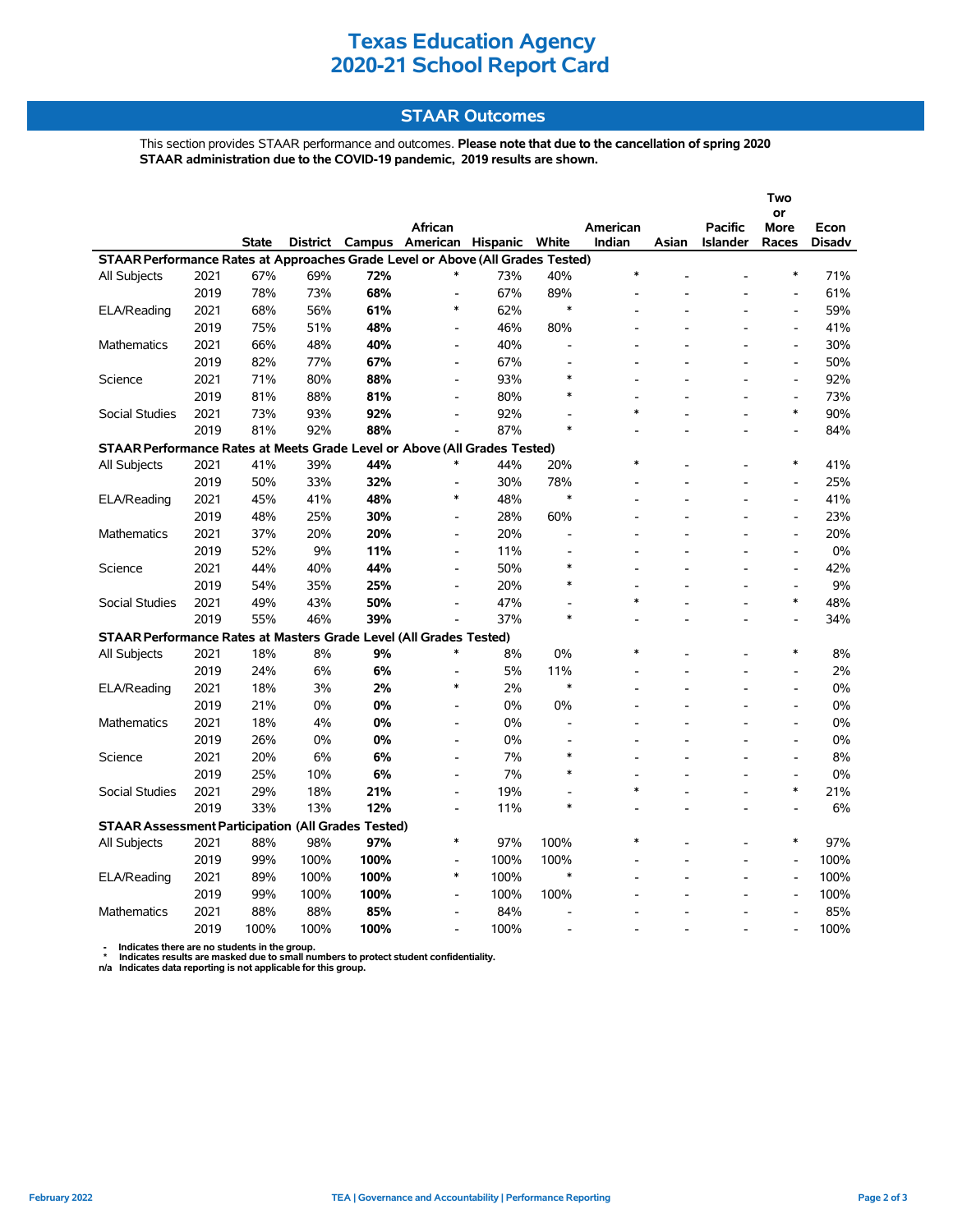# Texas Education Agency
# 2020-21 School Report Card

## STAAR Outcomes

This section provides STAAR performance and outcomes. **Please note that due to the cancellation of spring 2020 STAAR administration due to the COVID-19 pandemic, 2019 results are shown.**

| | | State | District | Campus | African American | Hispanic | White | American Indian | Asian | Pacific Islander | Two or More Races | Econ Disadv |
|---|---|---|---|---|---|---|---|---|---|---|---|---|
| **STAAR Performance Rates at Approaches Grade Level or Above (All Grades Tested)** | | | | | | | | | | | | |
| All Subjects | 2021 | 67% | 69% | **72%** | * | 73% | 40% | * | - | - | * | 71% |
| | 2019 | 78% | 73% | **68%** | - | 67% | 89% | - | - | - | - | 61% |
| ELA/Reading | 2021 | 68% | 56% | **61%** | * | 62% | * | - | - | - | - | 59% |
| | 2019 | 75% | 51% | **48%** | - | 46% | 80% | - | - | - | - | 41% |
| Mathematics | 2021 | 66% | 48% | **40%** | - | 40% | - | - | - | - | - | 30% |
| | 2019 | 82% | 77% | **67%** | - | 67% | - | - | - | - | - | 50% |
| Science | 2021 | 71% | 80% | **88%** | - | 93% | * | - | - | - | - | 92% |
| | 2019 | 81% | 88% | **81%** | - | 80% | * | - | - | - | - | 73% |
| Social Studies | 2021 | 73% | 93% | **92%** | - | 92% | - | * | - | - | * | 90% |
| | 2019 | 81% | 92% | **88%** | - | 87% | * | - | - | - | - | 84% |
| **STAAR Performance Rates at Meets Grade Level or Above (All Grades Tested)** | | | | | | | | | | | | |
| All Subjects | 2021 | 41% | 39% | **44%** | * | 44% | 20% | * | - | - | * | 41% |
| | 2019 | 50% | 33% | **32%** | - | 30% | 78% | - | - | - | - | 25% |
| ELA/Reading | 2021 | 45% | 41% | **48%** | * | 48% | * | - | - | - | - | 41% |
| | 2019 | 48% | 25% | **30%** | - | 28% | 60% | - | - | - | - | 23% |
| Mathematics | 2021 | 37% | 20% | **20%** | - | 20% | - | - | - | - | - | 20% |
| | 2019 | 52% | 9% | **11%** | - | 11% | - | - | - | - | - | 0% |
| Science | 2021 | 44% | 40% | **44%** | - | 50% | * | - | - | - | - | 42% |
| | 2019 | 54% | 35% | **25%** | - | 20% | * | - | - | - | - | 9% |
| Social Studies | 2021 | 49% | 43% | **50%** | - | 47% | - | * | - | - | * | 48% |
| | 2019 | 55% | 46% | **39%** | - | 37% | * | - | - | - | - | 34% |
| **STAAR Performance Rates at Masters Grade Level (All Grades Tested)** | | | | | | | | | | | | |
| All Subjects | 2021 | 18% | 8% | **9%** | * | 8% | 0% | * | - | - | * | 8% |
| | 2019 | 24% | 6% | **6%** | - | 5% | 11% | - | - | - | - | 2% |
| ELA/Reading | 2021 | 18% | 3% | **2%** | * | 2% | * | - | - | - | - | 0% |
| | 2019 | 21% | 0% | **0%** | - | 0% | 0% | - | - | - | - | 0% |
| Mathematics | 2021 | 18% | 4% | **0%** | - | 0% | - | - | - | - | - | 0% |
| | 2019 | 26% | 0% | **0%** | - | 0% | - | - | - | - | - | 0% |
| Science | 2021 | 20% | 6% | **6%** | - | 7% | * | - | - | - | - | 8% |
| | 2019 | 25% | 10% | **6%** | - | 7% | * | - | - | - | - | 0% |
| Social Studies | 2021 | 29% | 18% | **21%** | - | 19% | - | * | - | - | * | 21% |
| | 2019 | 33% | 13% | **12%** | - | 11% | * | - | - | - | - | 6% |
| **STAAR Assessment Participation (All Grades Tested)** | | | | | | | | | | | | |
| All Subjects | 2021 | 88% | 98% | **97%** | * | 97% | 100% | * | - | - | * | 97% |
| | 2019 | 99% | 100% | **100%** | - | 100% | 100% | - | - | - | - | 100% |
| ELA/Reading | 2021 | 89% | 100% | **100%** | * | 100% | * | - | - | - | - | 100% |
| | 2019 | 99% | 100% | **100%** | - | 100% | 100% | - | - | - | - | 100% |
| Mathematics | 2021 | 88% | 88% | **85%** | - | 84% | - | - | - | - | - | 85% |
| | 2019 | 100% | 100% | **100%** | - | 100% | - | - | - | - | - | 100% |

**-** Indicates there are no students in the group.
**\*** Indicates results are masked due to small numbers to protect student confidentiality.
**n/a** Indicates data reporting is not applicable for this group.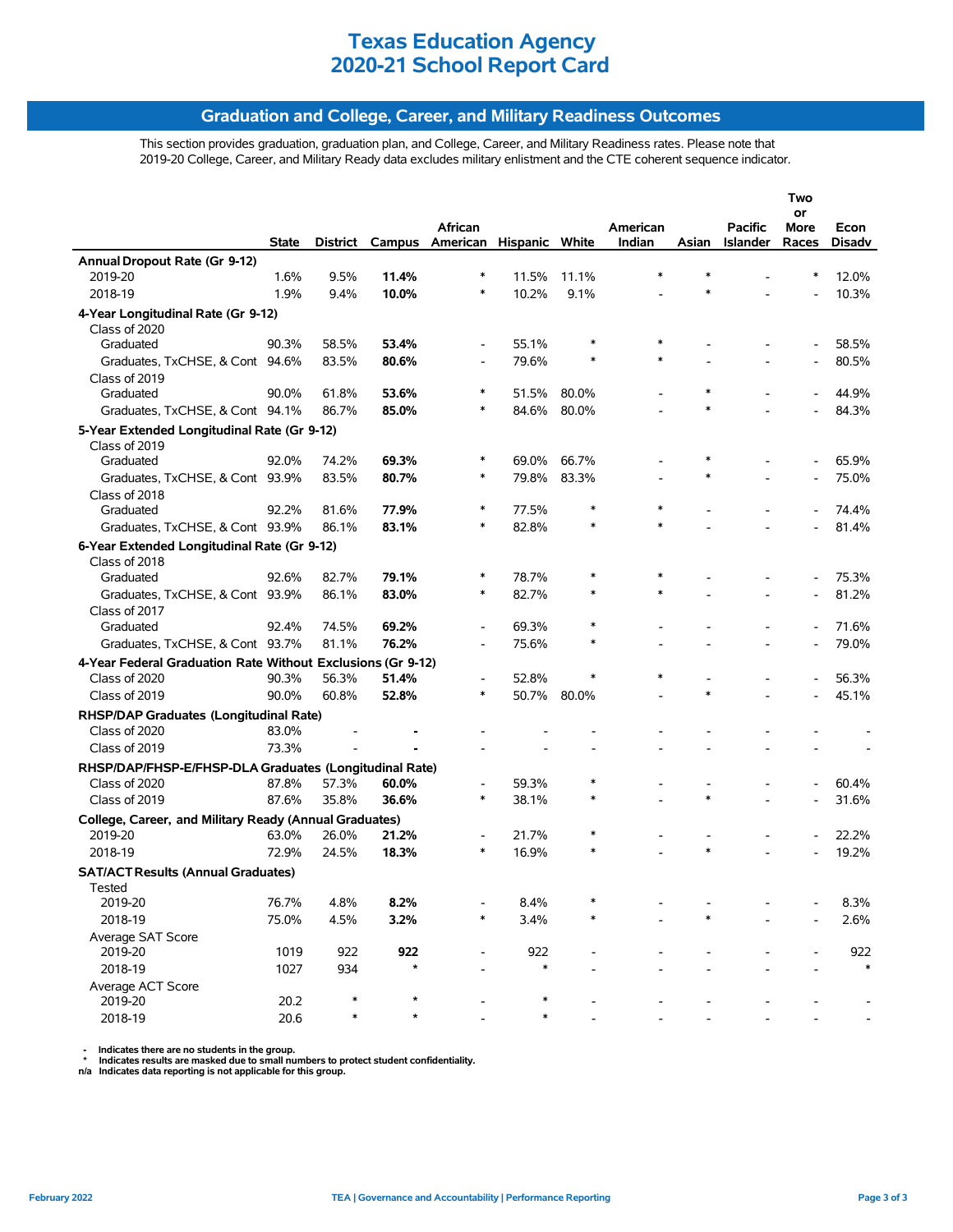# Texas Education Agency
# 2020-21 School Report Card

## Graduation and College, Career, and Military Readiness Outcomes

This section provides graduation, graduation plan, and College, Career, and Military Readiness rates. Please note that 2019-20 College, Career, and Military Ready data excludes military enlistment and the CTE coherent sequence indicator.

| | State | District | Campus | African American | Hispanic | White | American Indian | Asian | Pacific Islander | Two or More Races | Econ Disadv |
|---|---|---|---|---|---|---|---|---|---|---|---|
| **Annual Dropout Rate (Gr 9-12)** | | | | | | | | | | | |
| 2019-20 | 1.6% | 9.5% | **11.4%** | * | 11.5% | 11.1% | * | * | - | * | 12.0% |
| 2018-19 | 1.9% | 9.4% | **10.0%** | * | 10.2% | 9.1% | - | * | - | - | 10.3% |
| **4-Year Longitudinal Rate (Gr 9-12)** | | | | | | | | | | | |
| Class of 2020 | | | | | | | | | | | |
| Graduated | 90.3% | 58.5% | **53.4%** | - | 55.1% | * | * | - | - | - | 58.5% |
| Graduates, TxCHSE, & Cont | 94.6% | 83.5% | **80.6%** | - | 79.6% | * | * | - | - | - | 80.5% |
| Class of 2019 | | | | | | | | | | | |
| Graduated | 90.0% | 61.8% | **53.6%** | * | 51.5% | 80.0% | - | * | - | - | 44.9% |
| Graduates, TxCHSE, & Cont | 94.1% | 86.7% | **85.0%** | * | 84.6% | 80.0% | - | * | - | - | 84.3% |
| **5-Year Extended Longitudinal Rate (Gr 9-12)** | | | | | | | | | | | |
| Class of 2019 | | | | | | | | | | | |
| Graduated | 92.0% | 74.2% | **69.3%** | * | 69.0% | 66.7% | - | * | - | - | 65.9% |
| Graduates, TxCHSE, & Cont | 93.9% | 83.5% | **80.7%** | * | 79.8% | 83.3% | - | * | - | - | 75.0% |
| Class of 2018 | | | | | | | | | | | |
| Graduated | 92.2% | 81.6% | **77.9%** | * | 77.5% | * | * | - | - | - | 74.4% |
| Graduates, TxCHSE, & Cont | 93.9% | 86.1% | **83.1%** | * | 82.8% | * | * | - | - | - | 81.4% |
| **6-Year Extended Longitudinal Rate (Gr 9-12)** | | | | | | | | | | | |
| Class of 2018 | | | | | | | | | | | |
| Graduated | 92.6% | 82.7% | **79.1%** | * | 78.7% | * | * | - | - | - | 75.3% |
| Graduates, TxCHSE, & Cont | 93.9% | 86.1% | **83.0%** | * | 82.7% | * | * | - | - | - | 81.2% |
| Class of 2017 | | | | | | | | | | | |
| Graduated | 92.4% | 74.5% | **69.2%** | - | 69.3% | * | - | - | - | - | 71.6% |
| Graduates, TxCHSE, & Cont | 93.7% | 81.1% | **76.2%** | - | 75.6% | * | - | - | - | - | 79.0% |
| **4-Year Federal Graduation Rate Without Exclusions (Gr 9-12)** | | | | | | | | | | | |
| Class of 2020 | 90.3% | 56.3% | **51.4%** | - | 52.8% | * | * | - | - | - | 56.3% |
| Class of 2019 | 90.0% | 60.8% | **52.8%** | * | 50.7% | 80.0% | - | * | - | - | 45.1% |
| **RHSP/DAP Graduates (Longitudinal Rate)** | | | | | | | | | | | |
| Class of 2020 | 83.0% | - | **-** | - | - | - | - | - | - | - | - |
| Class of 2019 | 73.3% | - | **-** | - | - | - | - | - | - | - | - |
| **RHSP/DAP/FHSP-E/FHSP-DLA Graduates (Longitudinal Rate)** | | | | | | | | | | | |
| Class of 2020 | 87.8% | 57.3% | **60.0%** | - | 59.3% | * | - | - | - | - | 60.4% |
| Class of 2019 | 87.6% | 35.8% | **36.6%** | * | 38.1% | * | - | * | - | - | 31.6% |
| **College, Career, and Military Ready (Annual Graduates)** | | | | | | | | | | | |
| 2019-20 | 63.0% | 26.0% | **21.2%** | - | 21.7% | * | - | - | - | - | 22.2% |
| 2018-19 | 72.9% | 24.5% | **18.3%** | * | 16.9% | * | - | * | - | - | 19.2% |
| **SAT/ACT Results (Annual Graduates)** | | | | | | | | | | | |
| Tested | | | | | | | | | | | |
| 2019-20 | 76.7% | 4.8% | **8.2%** | - | 8.4% | * | - | - | - | - | 8.3% |
| 2018-19 | 75.0% | 4.5% | **3.2%** | * | 3.4% | * | - | * | - | - | 2.6% |
| Average SAT Score | | | | | | | | | | | |
| 2019-20 | 1019 | 922 | **922** | - | 922 | - | - | - | - | - | 922 |
| 2018-19 | 1027 | 934 | * | - | * | - | - | - | - | - | * |
| Average ACT Score | | | | | | | | | | | |
| 2019-20 | 20.2 | * | * | - | * | - | - | - | - | - | - |
| 2018-19 | 20.6 | * | * | - | * | - | - | - | - | - | - |

**-** Indicates there are no students in the group.
**\*** Indicates results are masked due to small numbers to protect student confidentiality.
**n/a** Indicates data reporting is not applicable for this group.